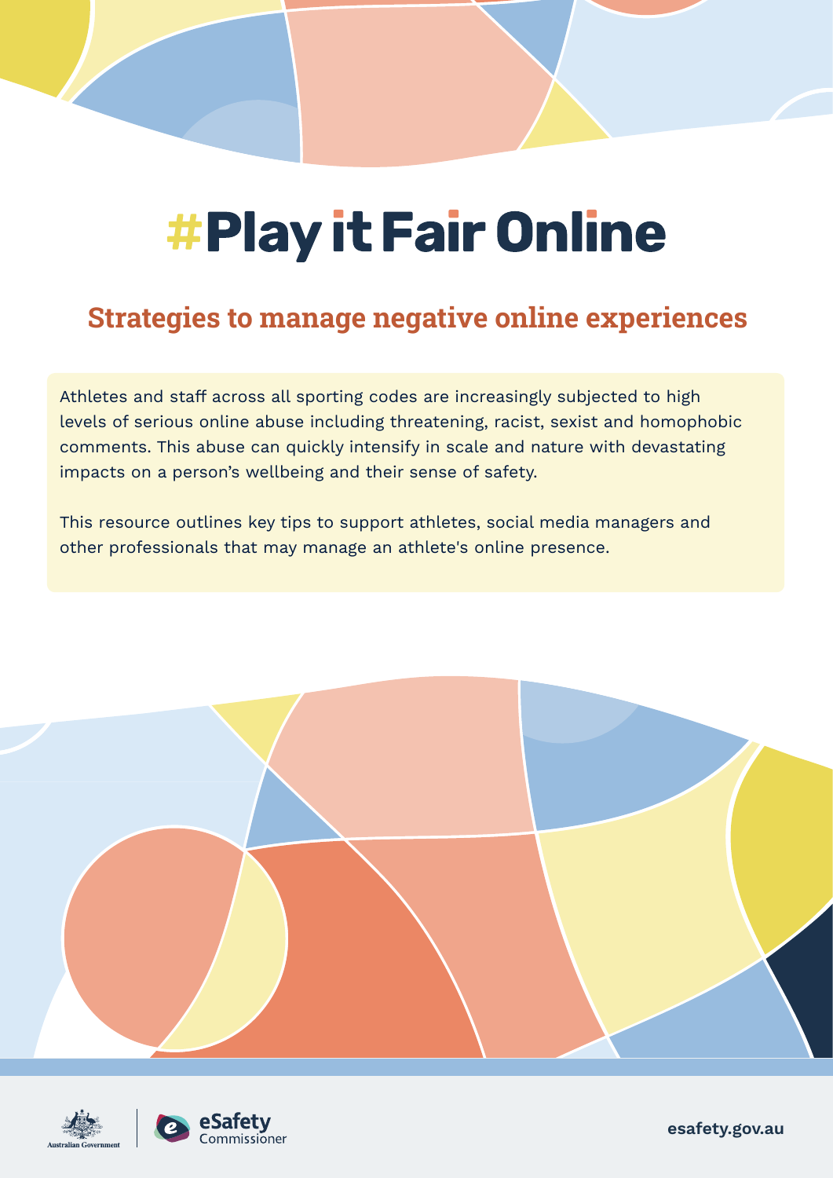# #Play it Fair Online

## Strategies to manage negative online experiences

Athletes and staff across all sporting codes are increasingly subjected to high levels of serious online abuse including threatening, racist, sexist and homophobic comments. This abuse can quickly intensify in scale and nature with devastating impacts on a person's wellbeing and their sense of safety.

This resource outlines key tips to support athletes, social media managers and other professionals that may manage an athlete's online presence.

Australian Government | eSafety Commissioner

esafety.gov.au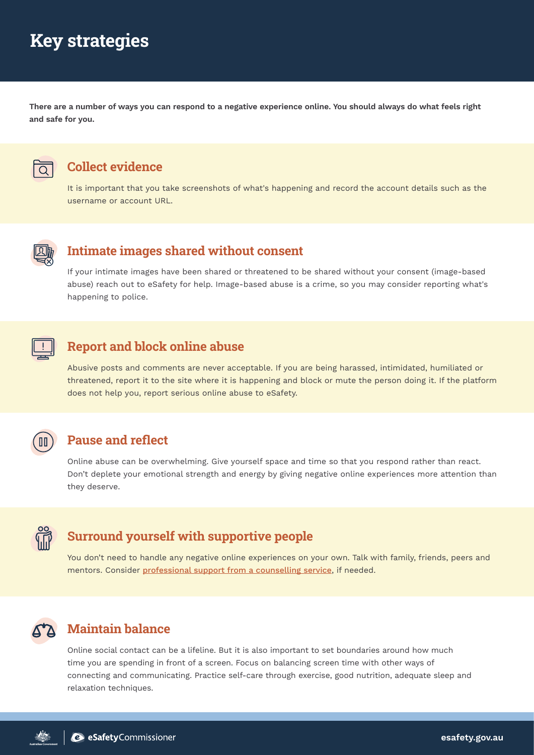# Key strategies

**There are a number of ways you can respond to a negative experience online. You should always do what feels right and safe for you.**

## Collect evidence

It is important that you take screenshots of what's happening and record the account details such as the username or account URL.

## Intimate images shared without consent

If your intimate images have been shared or threatened to be shared without your consent (image-based abuse) reach out to eSafety for help. Image-based abuse is a crime, so you may consider reporting what's happening to police.

## Report and block online abuse

Abusive posts and comments are never acceptable. If you are being harassed, intimidated, humiliated or threatened, report it to the site where it is happening and block or mute the person doing it. If the platform does not help you, report serious online abuse to eSafety.

## Pause and reflect

Online abuse can be overwhelming. Give yourself space and time so that you respond rather than react. Don't deplete your emotional strength and energy by giving negative online experiences more attention than they deserve.

## Surround yourself with supportive people

You don't need to handle any negative online experiences on your own. Talk with family, friends, peers and mentors. Consider professional support from a counselling service, if needed.

## Maintain balance

Online social contact can be a lifeline. But it is also important to set boundaries around how much time you are spending in front of a screen. Focus on balancing screen time with other ways of connecting and communicating. Practice self-care through exercise, good nutrition, adequate sleep and relaxation techniques.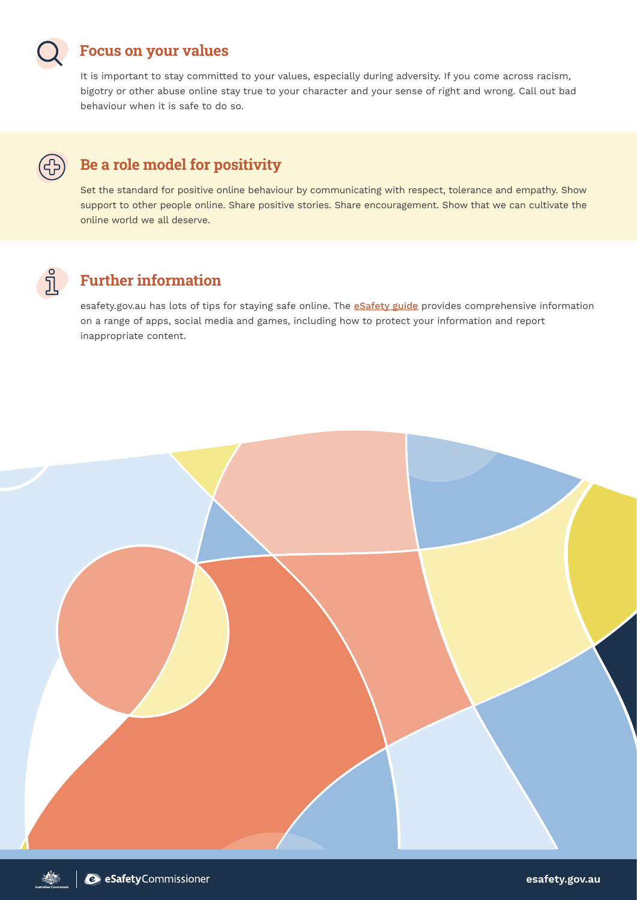## Focus on your values

It is important to stay committed to your values, especially during adversity. If you come across racism, bigotry or other abuse online stay true to your character and your sense of right and wrong. Call out bad behaviour when it is safe to do so.

## Be a role model for positivity

Set the standard for positive online behaviour by communicating with respect, tolerance and empathy. Show support to other people online. Share positive stories. Share encouragement. Show that we can cultivate the online world we all deserve.

## Further information

esafety.gov.au has lots of tips for staying safe online. The eSafety guide provides comprehensive information on a range of apps, social media and games, including how to protect your information and report inappropriate content.